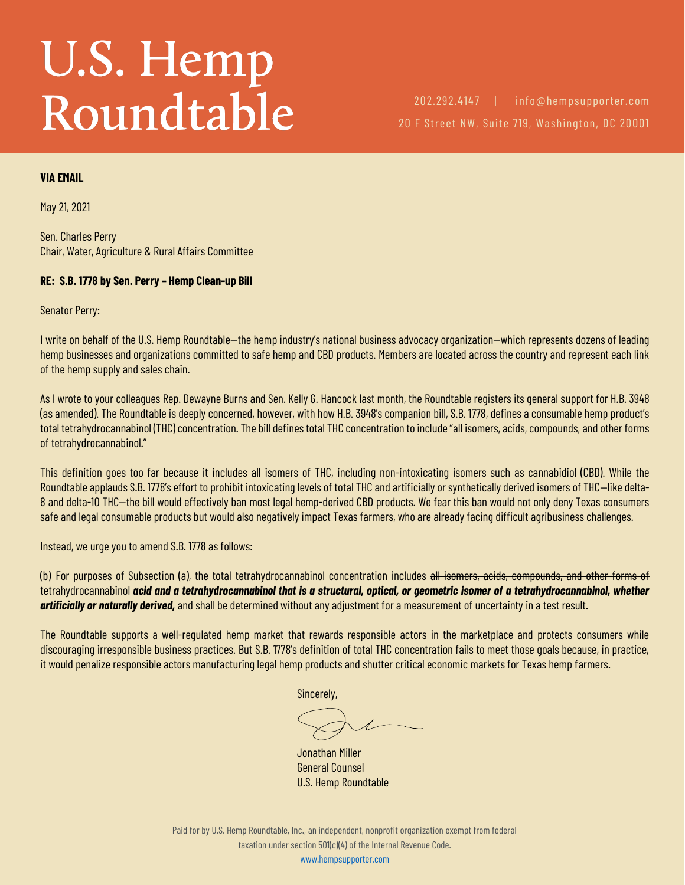# U.S. Hemp Roundtable

202.292.4147 | info@hempsupporter.com
20 F Street NW, Suite 719, Washington, DC 20001

**VIA EMAIL**

May 21, 2021

Sen. Charles Perry
Chair, Water, Agriculture & Rural Affairs Committee

**RE: S.B. 1778 by Sen. Perry – Hemp Clean-up Bill**

Senator Perry:

I write on behalf of the U.S. Hemp Roundtable—the hemp industry's national business advocacy organization—which represents dozens of leading hemp businesses and organizations committed to safe hemp and CBD products. Members are located across the country and represent each link of the hemp supply and sales chain.

As I wrote to your colleagues Rep. Dewayne Burns and Sen. Kelly G. Hancock last month, the Roundtable registers its general support for H.B. 3948 (as amended). The Roundtable is deeply concerned, however, with how H.B. 3948's companion bill, S.B. 1778, defines a consumable hemp product's total tetrahydrocannabinol (THC) concentration. The bill defines total THC concentration to include "all isomers, acids, compounds, and other forms of tetrahydrocannabinol."

This definition goes too far because it includes all isomers of THC, including non-intoxicating isomers such as cannabidiol (CBD). While the Roundtable applauds S.B. 1778's effort to prohibit intoxicating levels of total THC and artificially or synthetically derived isomers of THC—like delta-8 and delta-10 THC—the bill would effectively ban most legal hemp-derived CBD products. We fear this ban would not only deny Texas consumers safe and legal consumable products but would also negatively impact Texas farmers, who are already facing difficult agribusiness challenges.

Instead, we urge you to amend S.B. 1778 as follows:

(b) For purposes of Subsection (a), the total tetrahydrocannabinol concentration includes ~~all isomers, acids, compounds, and other forms of~~ tetrahydrocannabinol ***acid and a tetrahydrocannabinol that is a structural, optical, or geometric isomer of a tetrahydrocannabinol, whether artificially or naturally derived,*** and shall be determined without any adjustment for a measurement of uncertainty in a test result.

The Roundtable supports a well-regulated hemp market that rewards responsible actors in the marketplace and protects consumers while discouraging irresponsible business practices. But S.B. 1778's definition of total THC concentration fails to meet those goals because, in practice, it would penalize responsible actors manufacturing legal hemp products and shutter critical economic markets for Texas hemp farmers.

Sincerely,

Jonathan Miller
General Counsel
U.S. Hemp Roundtable

Paid for by U.S. Hemp Roundtable, Inc., an independent, nonprofit organization exempt from federal taxation under section 501(c)(4) of the Internal Revenue Code.
www.hempsupporter.com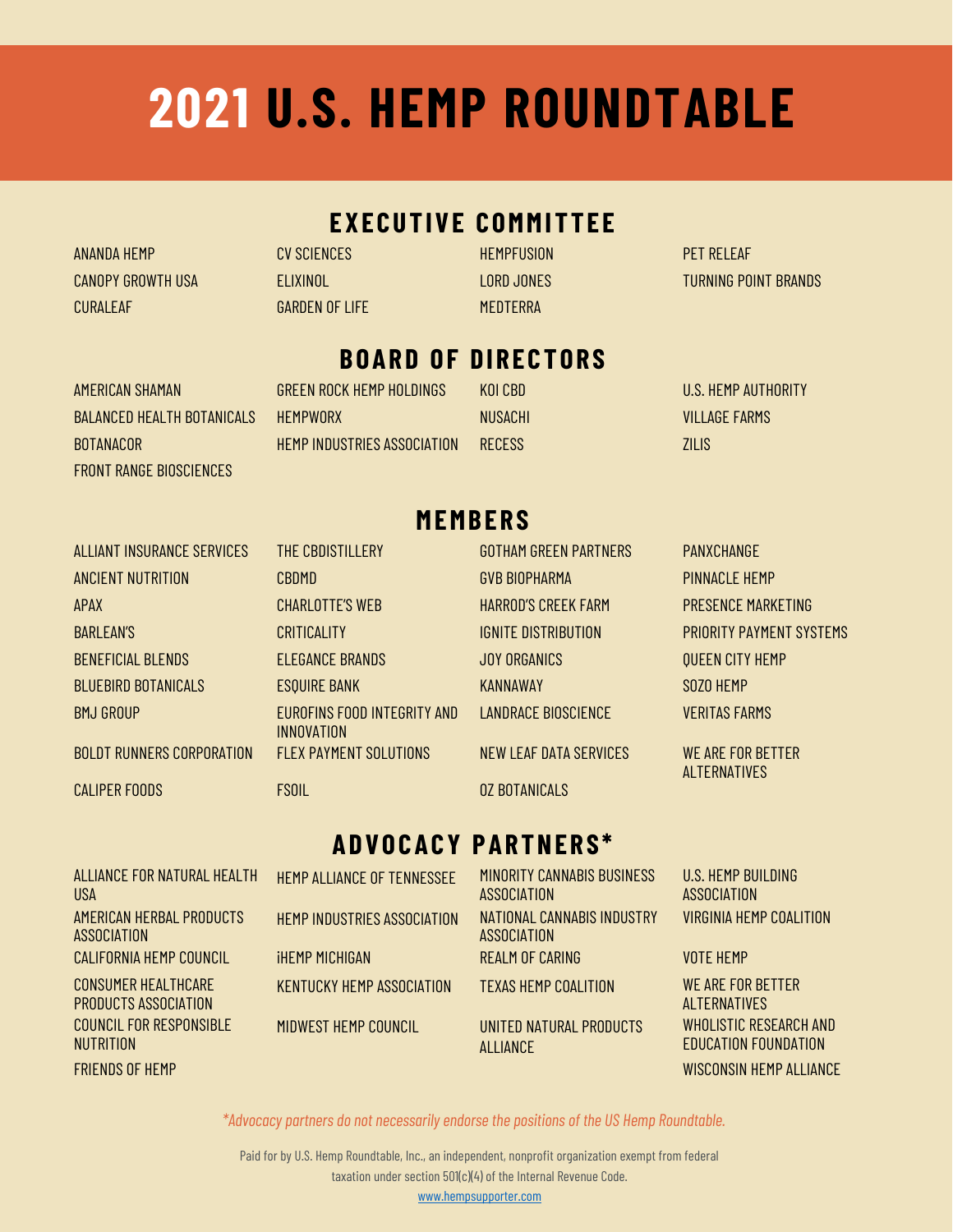# 2021 U.S. HEMP ROUNDTABLE

## EXECUTIVE COMMITTEE

ANANDA HEMP
CANOPY GROWTH USA
CURALEAF
CV SCIENCES
ELIXINOL
GARDEN OF LIFE
HEMPFUSION
LORD JONES
MEDTERRA
PET RELEAF
TURNING POINT BRANDS

## BOARD OF DIRECTORS

AMERICAN SHAMAN
BALANCED HEALTH BOTANICALS
BOTANACOR
FRONT RANGE BIOSCIENCES
GREEN ROCK HEMP HOLDINGS
HEMPWORX
HEMP INDUSTRIES ASSOCIATION
KOI CBD
NUSACHI
RECESS
U.S. HEMP AUTHORITY
VILLAGE FARMS
ZILIS

## MEMBERS

ALLIANT INSURANCE SERVICES
ANCIENT NUTRITION
APAX
BARLEAN'S
BENEFICIAL BLENDS
BLUEBIRD BOTANICALS
BMJ GROUP
BOLDT RUNNERS CORPORATION
CALIPER FOODS
THE CBDISTILLERY
CBDMD
CHARLOTTE'S WEB
CRITICALITY
ELEGANCE BRANDS
ESQUIRE BANK
EUROFINS FOOD INTEGRITY AND INNOVATION
FLEX PAYMENT SOLUTIONS
FSOIL
GOTHAM GREEN PARTNERS
GVB BIOPHARMA
HARROD'S CREEK FARM
IGNITE DISTRIBUTION
JOY ORGANICS
KANNAWAY
LANDRACE BIOSCIENCE
NEW LEAF DATA SERVICES
OZ BOTANICALS
PANXCHANGE
PINNACLE HEMP
PRESENCE MARKETING
PRIORITY PAYMENT SYSTEMS
QUEEN CITY HEMP
SOZO HEMP
VERITAS FARMS
WE ARE FOR BETTER ALTERNATIVES

## ADVOCACY PARTNERS*

ALLIANCE FOR NATURAL HEALTH USA
AMERICAN HERBAL PRODUCTS ASSOCIATION
CALIFORNIA HEMP COUNCIL
CONSUMER HEALTHCARE PRODUCTS ASSOCIATION
COUNCIL FOR RESPONSIBLE NUTRITION
FRIENDS OF HEMP
HEMP ALLIANCE OF TENNESSEE
HEMP INDUSTRIES ASSOCIATION
iHEMP MICHIGAN
KENTUCKY HEMP ASSOCIATION
MIDWEST HEMP COUNCIL
MINORITY CANNABIS BUSINESS ASSOCIATION
NATIONAL CANNABIS INDUSTRY ASSOCIATION
REALM OF CARING
TEXAS HEMP COALITION
UNITED NATURAL PRODUCTS ALLIANCE
U.S. HEMP BUILDING ASSOCIATION
VIRGINIA HEMP COALITION
VOTE HEMP
WE ARE FOR BETTER ALTERNATIVES
WHOLISTIC RESEARCH AND EDUCATION FOUNDATION
WISCONSIN HEMP ALLIANCE

*\*Advocacy partners do not necessarily endorse the positions of the US Hemp Roundtable.*

Paid for by U.S. Hemp Roundtable, Inc., an independent, nonprofit organization exempt from federal taxation under section 501(c)(4) of the Internal Revenue Code.

www.hempsupporter.com